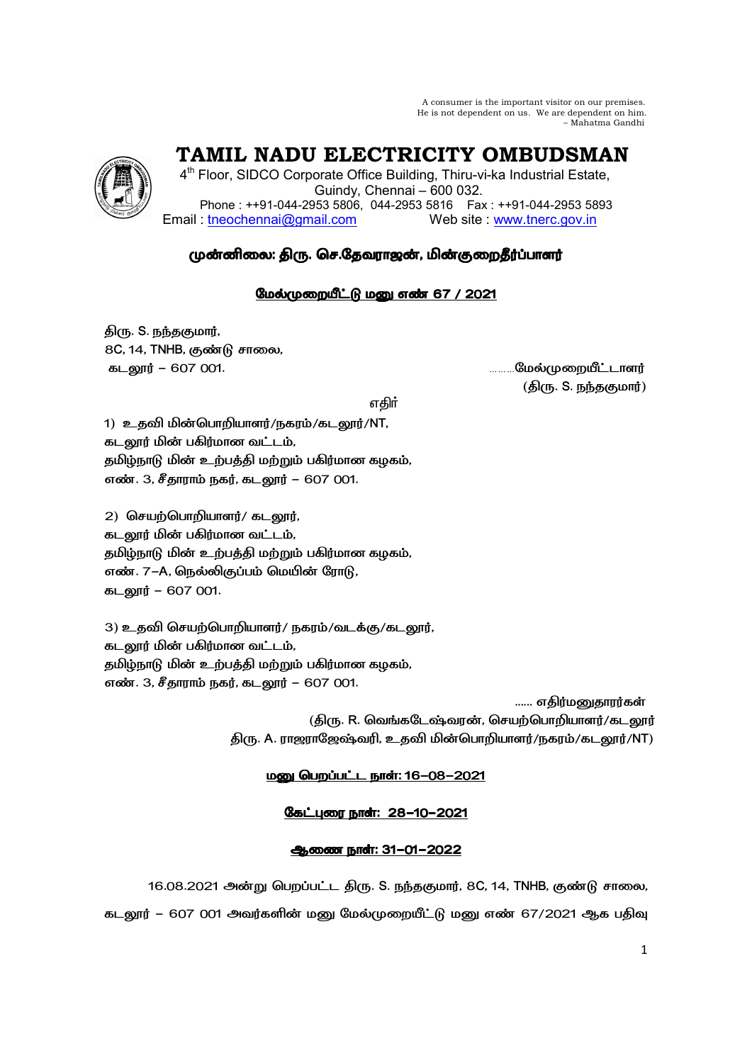A consumer is the important visitor on our premises.
He is not dependent on us. We are dependent on him.
– Mahatma Gandhi

# TAMIL NADU ELECTRICITY OMBUDSMAN

4th Floor, SIDCO Corporate Office Building, Thiru-vi-ka Industrial Estate,
Guindy, Chennai – 600 032.
Phone : ++91-044-2953 5806, 044-2953 5816 Fax : ++91-044-2953 5893
Email : tneochennai@gmail.com Web site : www.tnerc.gov.in

**முன்னிலை: திரு. செ.தேவராஜன், மின்குறைதீர்ப்பாளர்**

**மேல்முறையீட்டு மனு எண் 67 / 2021**

திரு. S. நந்தகுமார்,
8C, 14, TNHB, குண்டு சாலை,
கடலூர் – 607 001. ………மேல்முறையீட்டாளர்
(திரு. S. நந்தகுமார்)

எதிர்

1) உதவி மின்பொறியாளர்/நகரம்/கடலூர்/NT,
கடலூர் மின் பகிர்மான வட்டம்,
தமிழ்நாடு மின் உற்பத்தி மற்றும் பகிர்மான கழகம்,
எண். 3, சீதாராம் நகர், கடலூர் – 607 001.

2) செயற்பொறியாளர்/ கடலூர்,
கடலூர் மின் பகிர்மான வட்டம்,
தமிழ்நாடு மின் உற்பத்தி மற்றும் பகிர்மான கழகம்,
எண். 7-A, நெல்லிகுப்பம் மெயின் ரோடு,
கடலூர் – 607 001.

3) உதவி செயற்பொறியாளர்/ நகரம்/வடக்கு/கடலூர்,
கடலூர் மின் பகிர்மான வட்டம்,
தமிழ்நாடு மின் உற்பத்தி மற்றும் பகிர்மான கழகம்,
எண். 3, சீதாராம் நகர், கடலூர் – 607 001.

...... எதிர்மனுதாரர்கள்
(திரு. R. வெங்கடேஷ்வரன், செயற்பொறியாளர்/கடலூர்
திரு. A. ராஜராஜேஷ்வரி, உதவி மின்பொறியாளர்/நகரம்/கடலூர்/NT)

**மனு பெறப்பட்ட நாள்: 16-08-2021**

**கேட்புரை நாள்: 28-10-2021**

**ஆணை நாள்: 31-01-2022**

16.08.2021 அன்று பெறப்பட்ட திரு. S. நந்தகுமார், 8C, 14, TNHB, குண்டு சாலை, கடலூர் – 607 001 அவர்களின் மனு மேல்முறையீட்டு மனு எண் 67/2021 ஆக பதிவு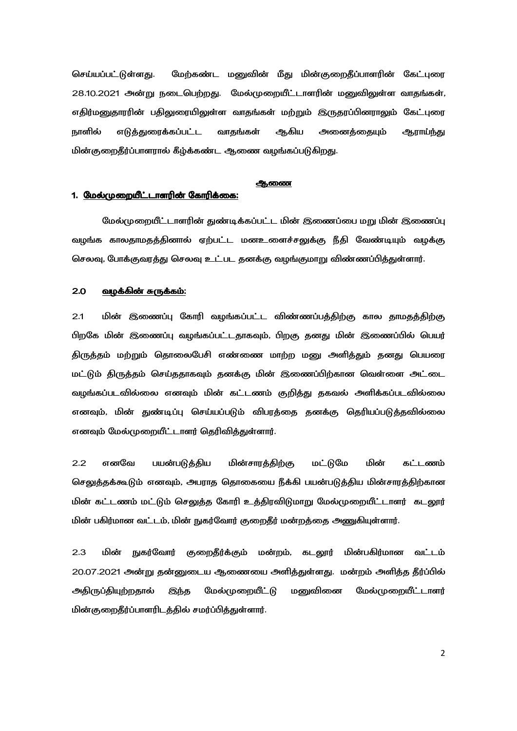செய்யப்பட்டுள்ளது. மேற்கண்ட மனுவின் மீது மின்குறைதீப்பாளரின் கேட்புரை 28.10.2021 அன்று நடைபெற்றது. மேல்முறையீட்டாளரின் மனுவிலுள்ள வாதங்கள், எதிர்மனுதாரரின் பதிலுரையிலுள்ள வாதங்கள் மற்றும் இருதரப்பினராலும் கேட்புரை நாளில் எடுத்துரைக்கப்பட்ட வாதங்கள் ஆகிய அனைத்தையும் ஆராய்ந்து மின்குறைதீர்ப்பாளரால் கீழ்க்கண்ட ஆணை வழங்கப்படுகிறது.

## ஆணை

### 1. மேல்முறையீட்டாளரின் கோரிக்கை:

மேல்முறையீட்டாளரின் துண்டிக்கப்பட்ட மின் இணைப்பை மறு மின் இணைப்பு வழங்க காலதாமதத்தினால் ஏற்பட்ட மனஉளைச்சலுக்கு நீதி வேண்டியும் வழக்கு செலவு, போக்குவரத்து செலவு உட்பட தனக்கு வழங்குமாறு விண்ணப்பித்துள்ளார்.

### 2.0 வழக்கின் சுருக்கம்:

2.1 மின் இணைப்பு கோரி வழங்கப்பட்ட விண்ணப்பத்திற்கு கால தாமதத்திற்கு பிறகே மின் இணைப்பு வழங்கப்பட்டதாகவும், பிறகு தனது மின் இணைப்பில் பெயர் திருத்தம் மற்றும் தொலைபேசி எண்ணை மாற்ற மனு அளித்தும் தனது பெயரை மட்டும் திருத்தம் செய்ததாகவும் தனக்கு மின் இணைப்பிற்கான வெள்ளை அட்டை வழங்கப்படவில்லை எனவும் மின் கட்டணம் குறித்து தகவல் அளிக்கப்படவில்லை எனவும், மின் துண்டிப்பு செய்யப்படும் விபரத்தை தனக்கு தெரியப்படுத்தவில்லை எனவும் மேல்முறையீட்டாளர் தெரிவித்துள்ளார்.

2.2 எனவே பயன்படுத்திய மின்சாரத்திற்கு மட்டுமே மின் கட்டணம் செலுத்தக்கூடும் எனவும், அபராத தொகையை நீக்கி பயன்படுத்திய மின்சாரத்திற்கான மின் கட்டணம் மட்டும் செலுத்த கோரி உத்திரவிடுமாறு மேல்முறையீட்டாளர் கடலூர் மின் பகிர்மான வட்டம், மின் நுகர்வோர் குறைதீர் மன்றத்தை அணுகியுள்ளார்.

2.3 மின் நுகர்வோர் குறைதீர்க்கும் மன்றம், கடலூர் மின்பகிர்மான வட்டம் 20.07.2021 அன்று தன்னுடைய ஆணையை அளித்துள்ளது. மன்றம் அளித்த தீர்ப்பில் அதிருப்தியுற்றதால் இந்த மேல்முறையீட்டு மனுவினை மேல்முறையீட்டாளர் மின்குறைதீர்ப்பாளரிடத்தில் சமர்ப்பித்துள்ளார்.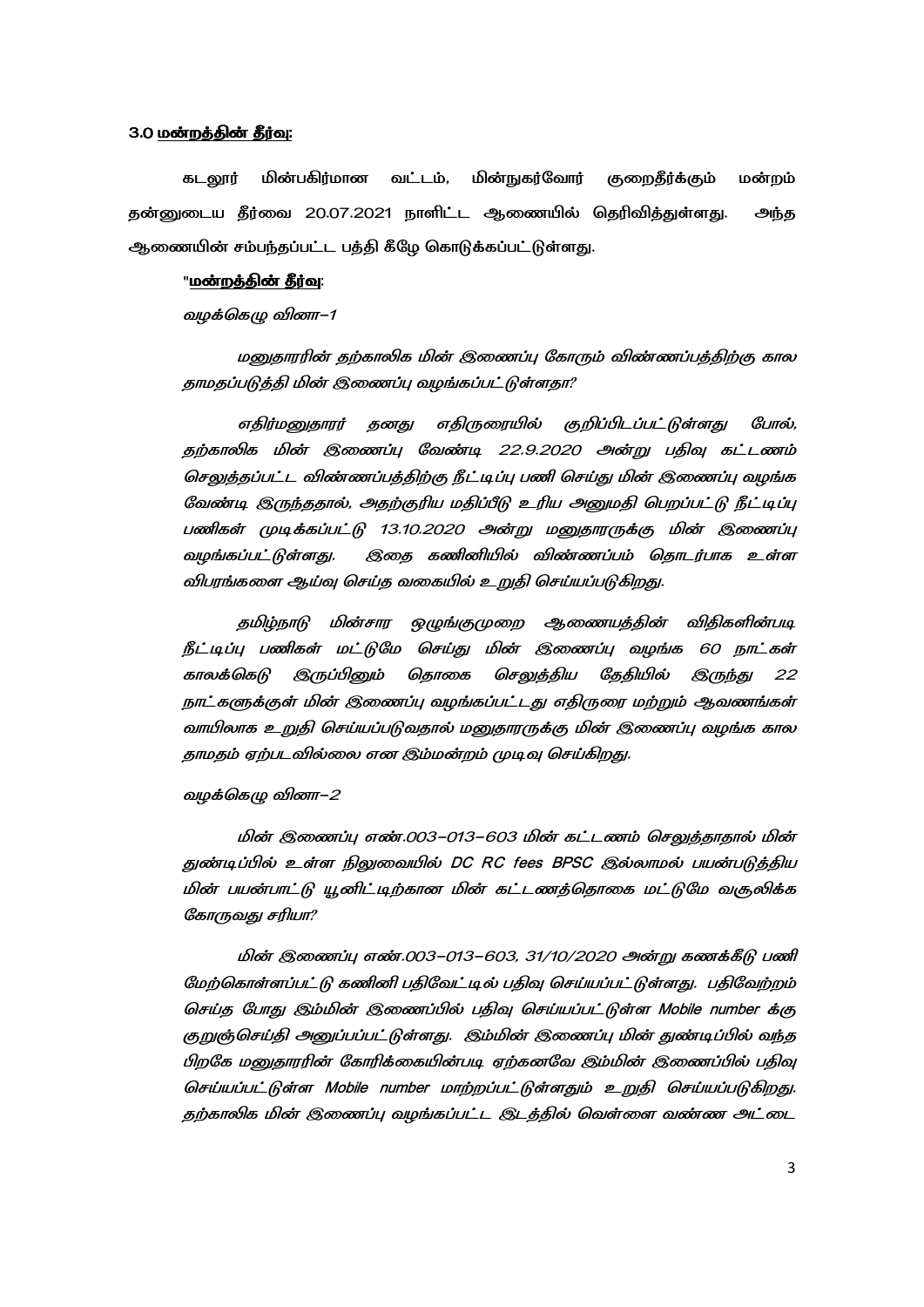**3.0 <u>மன்றத்தின் தீர்வு:</u>**

கடலூர் மின்பகிர்மான வட்டம், மின்நுகர்வோர் குறைதீர்க்கும் மன்றம் தன்னுடைய தீர்வை 20.07.2021 நாளிட்ட ஆணையில் தெரிவித்துள்ளது. அந்த ஆணையின் சம்பந்தப்பட்ட பத்தி கீழே கொடுக்கப்பட்டுள்ளது.

**"<u>மன்றத்தின் தீர்வு</u>:**

*வழக்கெழு வினா–1*

*மனுதாரரின் தற்காலிக மின் இணைப்பு கோரும் விண்ணப்பத்திற்கு கால தாமதப்படுத்தி மின் இணைப்பு வழங்கப்பட்டுள்ளதா?*

*எதிர்மனுதாரர் தனது எதிருரையில் குறிப்பிடப்பட்டுள்ளது போல், தற்காலிக மின் இணைப்பு வேண்டி 22.9.2020 அன்று பதிவு கட்டணம் செலுத்தப்பட்ட விண்ணப்பத்திற்கு நீட்டிப்பு பணி செய்து மின் இணைப்பு வழங்க வேண்டி இருந்ததால், அதற்குரிய மதிப்பீடு உரிய அனுமதி பெறப்பட்டு நீட்டிப்பு பணிகள் முடிக்கப்பட்டு 13.10.2020 அன்று மனுதாரருக்கு மின் இணைப்பு வழங்கப்பட்டுள்ளது. இதை கணினியில் விண்ணப்பம் தொடர்பாக உள்ள விபரங்களை ஆய்வு செய்த வகையில் உறுதி செய்யப்படுகிறது.*

*தமிழ்நாடு மின்சார ஒழுங்குமுறை ஆணையத்தின் விதிகளின்படி நீட்டிப்பு பணிகள் மட்டுமே செய்து மின் இணைப்பு வழங்க 60 நாட்கள் காலக்கெடு இருப்பினும் தொகை செலுத்திய தேதியில் இருந்து 22 நாட்களுக்குள் மின் இணைப்பு வழங்கப்பட்டது எதிருரை மற்றும் ஆவணங்கள் வாயிலாக உறுதி செய்யப்படுவதால் மனுதாரருக்கு மின் இணைப்பு வழங்க கால தாமதம் ஏற்படவில்லை என இம்மன்றம் முடிவு செய்கிறது.*

*வழக்கெழு வினா–2*

*மின் இணைப்பு எண்.003–013–603 மின் கட்டணம் செலுத்தாதால் மின் துண்டிப்பில் உள்ள நிலுவையில் DC RC fees BPSC இல்லாமல் பயன்படுத்திய மின் பயன்பாட்டு யூனிட்டிற்கான மின் கட்டணத்தொகை மட்டுமே வசூலிக்க கோருவது சரியா?*

*மின் இணைப்பு எண்.003–013–603, 31/10/2020 அன்று கணக்கீடு பணி மேற்கொள்ளப்பட்டு கணினி பதிவேட்டில் பதிவு செய்யப்பட்டுள்ளது. பதிவேற்றம் செய்த போது இம்மின் இணைப்பில் பதிவு செய்யப்பட்டுள்ள Mobile number க்கு குறுஞ்செய்தி அனுப்பப்பட்டுள்ளது. இம்மின் இணைப்பு மின் துண்டிப்பில் வந்த பிறகே மனுதாரரின் கோரிக்கையின்படி ஏற்கனவே இம்மின் இணைப்பில் பதிவு செய்யப்பட்டுள்ள Mobile number மாற்றப்பட்டுள்ளதும் உறுதி செய்யப்படுகிறது. தற்காலிக மின் இணைப்பு வழங்கப்பட்ட இடத்தில் வெள்ளை வண்ண அட்டை*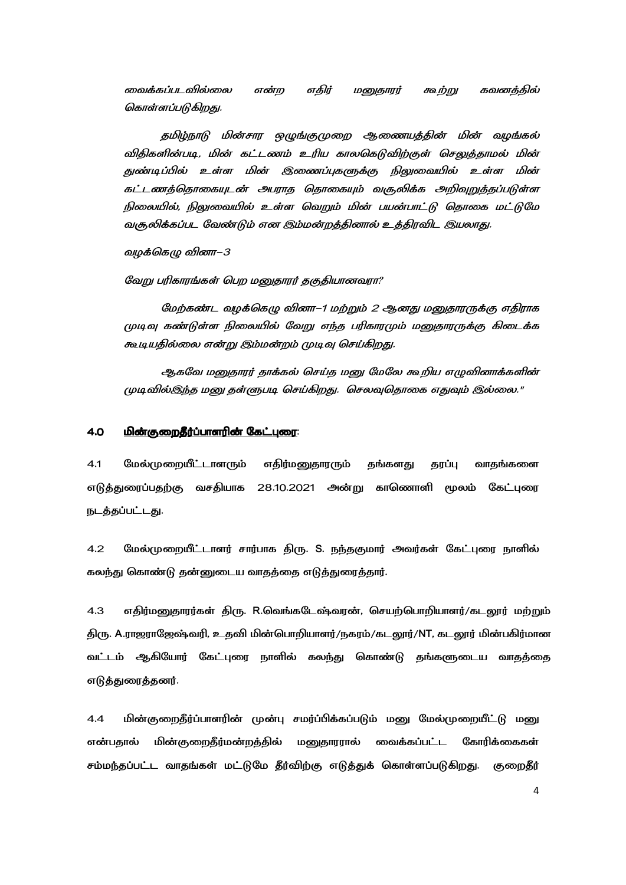*வைக்கப்படவில்லை என்ற எதிர் மனுதாரர் கூற்று கவனத்தில் கொள்ளப்படுகிறது.*

*தமிழ்நாடு மின்சார ஒழுங்குமுறை ஆணையத்தின் மின் வழங்கல் விதிகளின்படி, மின் கட்டணம் உரிய காலகெடுவிற்குள் செலுத்தாமல் மின் துண்டிப்பில் உள்ள மின் இணைப்புகளுக்கு நிலுவையில் உள்ள மின் கட்டணத்தொகையுடன் அபராத தொகையும் வசூலிக்க அறிவுறுத்தப்படுள்ள நிலையில், நிலுவையில் உள்ள வெறும் மின் பயன்பாட்டு தொகை மட்டுமே வசூலிக்கப்பட வேண்டும் என இம்மன்றத்தினால் உத்திரவிட இயலாது.*

*வழக்கெழு வினா–3*

*வேறு பரிகாரங்கள் பெற மனுதாரர் தகுதியானவரா?*

*மேற்கண்ட வழக்கெழு வினா–1 மற்றும் 2 ஆனது மனுதாரருக்கு எதிராக முடிவு கண்டுள்ள நிலையில் வேறு எந்த பரிகாரமும் மனுதாரருக்கு கிடைக்க கூடியதில்லை என்று இம்மன்றம் முடிவு செய்கிறது.*

*ஆகவே மனுதாரர் தாக்கல் செய்த மனு மேலே கூறிய எழுவினாக்களின் முடிவில்இந்த மனு தள்ளுபடி செய்கிறது. செலவுதொகை எதுவும் இல்லை."*

## 4.0 <u>மின்குறைதீர்ப்பாளரின் கேட்புரை</u>:

4.1 மேல்முறையீட்டாளரும் எதிர்மனுதாரரும் தங்களது தரப்பு வாதங்களை எடுத்துரைப்பதற்கு வசதியாக 28.10.2021 அன்று காணொளி மூலம் கேட்புரை நடத்தப்பட்டது.

4.2 மேல்முறையீட்டாளர் சார்பாக திரு. S. நந்தகுமார் அவர்கள் கேட்புரை நாளில் கலந்து கொண்டு தன்னுடைய வாதத்தை எடுத்துரைத்தார்.

4.3 எதிர்மனுதாரர்கள் திரு. R.வெங்கடேஷ்வரன், செயற்பொறியாளர்/கடலூர் மற்றும் திரு. A.ராஜராஜேஷ்வரி, உதவி மின்பொறியாளர்/நகரம்/கடலூர்/NT, கடலூர் மின்பகிர்மான வட்டம் ஆகியோர் கேட்புரை நாளில் கலந்து கொண்டு தங்களுடைய வாதத்தை எடுத்துரைத்தனர்.

4.4 மின்குறைதீர்ப்பாளரின் முன்பு சமர்ப்பிக்கப்படும் மனு மேல்முறையீட்டு மனு என்பதால் மின்குறைதீர்மன்றத்தில் மனுதாரரால் வைக்கப்பட்ட கோரிக்கைகள் சம்மந்தப்பட்ட வாதங்கள் மட்டுமே தீர்விற்கு எடுத்துக் கொள்ளப்படுகிறது. குறைதீர்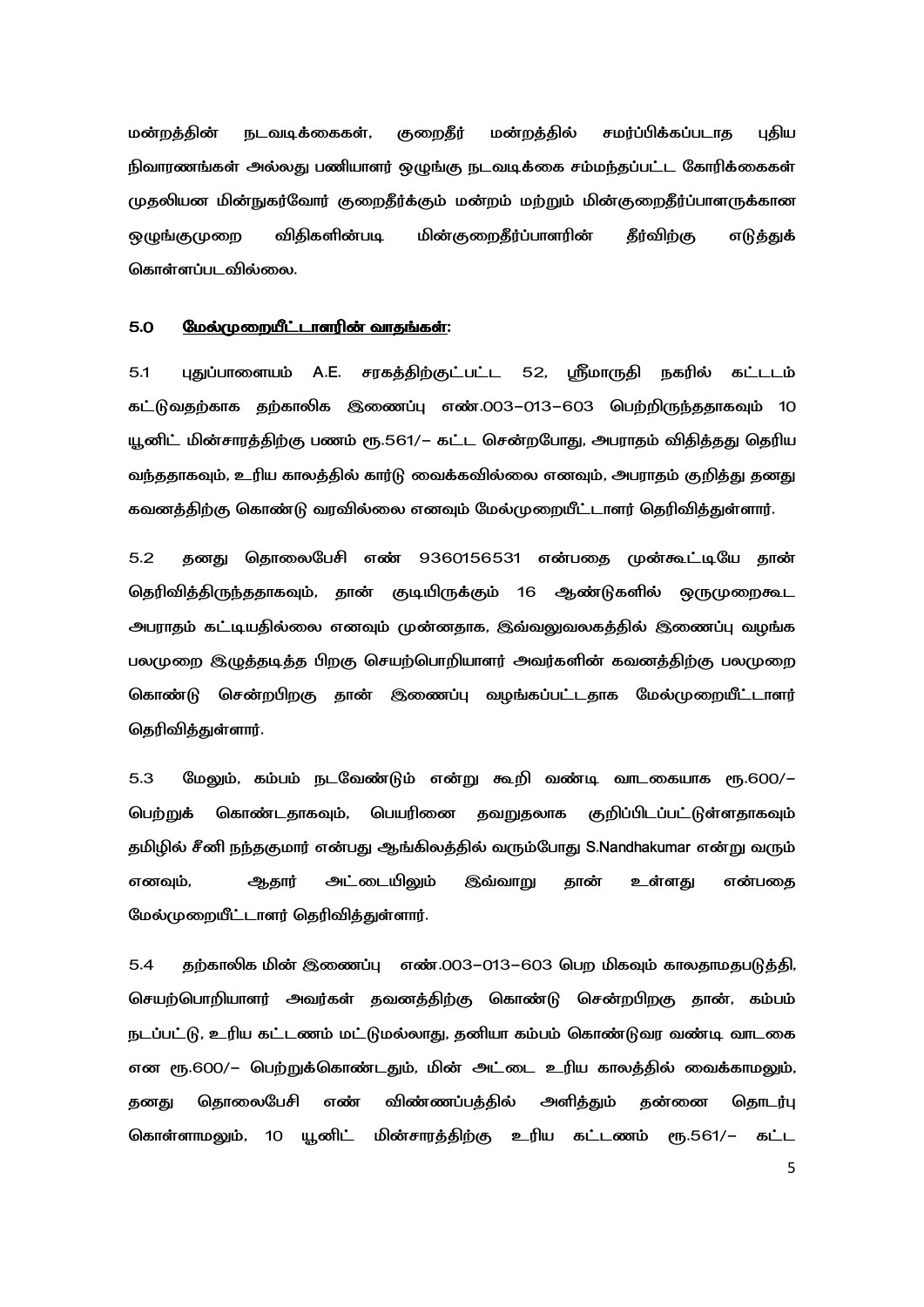மன்றத்தின் நடவடிக்கைகள், குறைதீர் மன்றத்தில் சமர்ப்பிக்கப்படாத புதிய நிவாரணங்கள் அல்லது பணியாளர் ஒழுங்கு நடவடிக்கை சம்மந்தப்பட்ட கோரிக்கைகள் முதலியன மின்நுகர்வோர் குறைதீர்க்கும் மன்றம் மற்றும் மின்குறைதீர்ப்பாளருக்கான ஒழுங்குமுறை விதிகளின்படி மின்குறைதீர்ப்பாளரின் தீர்விற்கு எடுத்துக் கொள்ளப்படவில்லை.

## 5.0 <u>மேல்முறையீட்டாளரின் வாதங்கள்:</u>

5.1 புதுப்பாளையம் A.E. சரகத்திற்குட்பட்ட 52, ஸ்ரீமாருதி நகரில் கட்டடம் கட்டுவதற்காக தற்காலிக இணைப்பு எண்.003-013-603 பெற்றிருந்ததாகவும் 10 யூனிட் மின்சாரத்திற்கு பணம் ரூ.561/- கட்ட சென்றபோது, அபராதம் விதித்தது தெரிய வந்ததாகவும், உரிய காலத்தில் கார்டு வைக்கவில்லை எனவும், அபராதம் குறித்து தனது கவனத்திற்கு கொண்டு வரவில்லை எனவும் மேல்முறையீட்டாளர் தெரிவித்துள்ளார்.

5.2 தனது தொலைபேசி எண் 9360156531 என்பதை முன்கூட்டியே தான் தெரிவித்திருந்ததாகவும், தான் குடியிருக்கும் 16 ஆண்டுகளில் ஒருமுறைகூட அபராதம் கட்டியதில்லை எனவும் முன்னதாக, இவ்வலுவலகத்தில் இணைப்பு வழங்க பலமுறை இழுத்தடித்த பிறகு செயற்பொறியாளர் அவர்களின் கவனத்திற்கு பலமுறை கொண்டு சென்றபிறகு தான் இணைப்பு வழங்கப்பட்டதாக மேல்முறையீட்டாளர் தெரிவித்துள்ளார்.

5.3 மேலும், கம்பம் நடவேண்டும் என்று கூறி வண்டி வாடகையாக ரூ.600/- பெற்றுக் கொண்டதாகவும், பெயரினை தவறுதலாக குறிப்பிடப்பட்டுள்ளதாகவும் தமிழில் சீனி நந்தகுமார் என்பது ஆங்கிலத்தில் வரும்போது S.Nandhakumar என்று வரும் எனவும், ஆதார் அட்டையிலும் இவ்வாறு தான் உள்ளது என்பதை மேல்முறையீட்டாளர் தெரிவித்துள்ளார்.

5.4 தற்காலிக மின் இணைப்பு எண்.003-013-603 பெற மிகவும் காலதாமதபடுத்தி, செயற்பொறியாளர் அவர்கள் தவனத்திற்கு கொண்டு சென்றபிறகு தான், கம்பம் நடப்பட்டு, உரிய கட்டணம் மட்டுமல்லாது, தனியா கம்பம் கொண்டுவர வண்டி வாடகை என ரூ.600/- பெற்றுக்கொண்டதும், மின் அட்டை உரிய காலத்தில் வைக்காமலும், தனது தொலைபேசி எண் விண்ணப்பத்தில் அளித்தும் தன்னை தொடர்பு கொள்ளாமலும், 10 யூனிட் மின்சாரத்திற்கு உரிய கட்டணம் ரூ.561/- கட்ட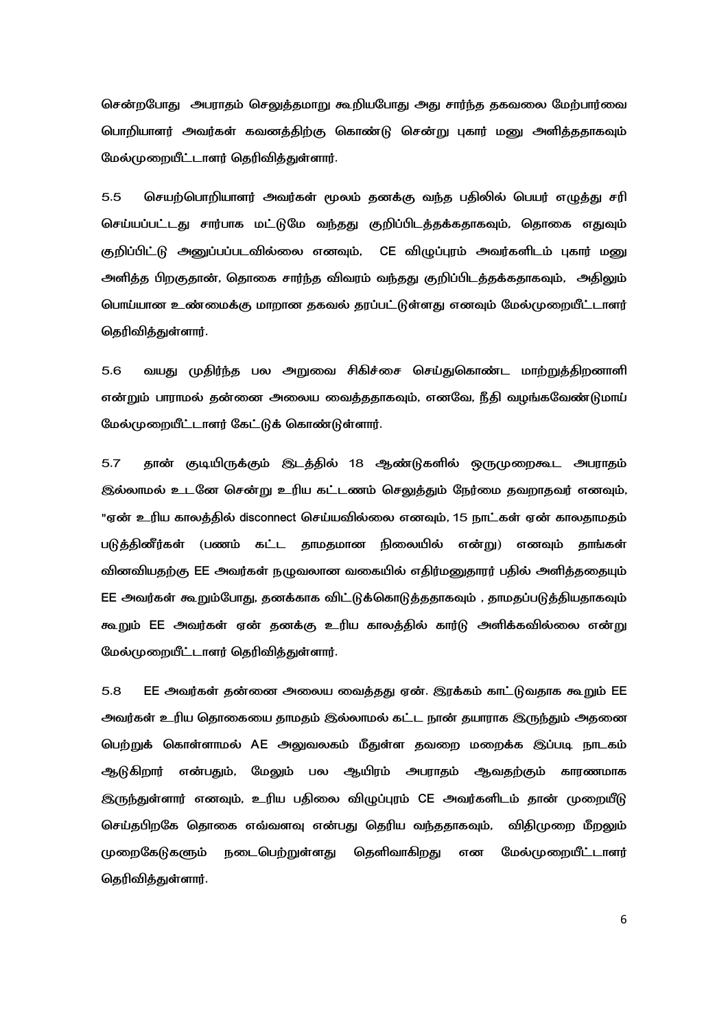சென்றபோது அபராதம் செலுத்தமாறு கூறியபோது அது சார்ந்த தகவலை மேற்பார்வை பொறியாளர் அவர்கள் கவனத்திற்கு கொண்டு சென்று புகார் மனு அளித்ததாகவும் மேல்முறையீட்டாளர் தெரிவித்துள்ளார்.

5.5 செயற்பொறியாளர் அவர்கள் மூலம் தனக்கு வந்த பதிலில் பெயர் எழுத்து சரி செய்யப்பட்டது சார்பாக மட்டுமே வந்தது குறிப்பிடத்தக்கதாகவும், தொகை எதுவும் குறிப்பிட்டு அனுப்பப்படவில்லை எனவும், CE விழுப்புரம் அவர்களிடம் புகார் மனு அளித்த பிறகுதான், தொகை சார்ந்த விவரம் வந்தது குறிப்பிடத்தக்கதாகவும், அதிலும் பொய்யான உண்மைக்கு மாறான தகவல் தரப்பட்டுள்ளது எனவும் மேல்முறையீட்டாளர் தெரிவித்துள்ளார்.

5.6 வயது முதிர்ந்த பல அறுவை சிகிச்சை செய்துகொண்ட மாற்றுத்திறனாளி என்றும் பாராமல் தன்னை அலைய வைத்ததாகவும், எனவே, நீதி வழங்கவேண்டுமாய் மேல்முறையீட்டாளர் கேட்டுக் கொண்டுள்ளார்.

5.7 தான் குடியிருக்கும் இடத்தில் 18 ஆண்டுகளில் ஒருமுறைகூட அபராதம் இல்லாமல் உடனே சென்று உரிய கட்டணம் செலுத்தும் நேர்மை தவறாதவர் எனவும், "ஏன் உரிய காலத்தில் disconnect செய்யவில்லை எனவும், 15 நாட்கள் ஏன் காலதாமதம் படுத்தினீர்கள் (பணம் கட்ட தாமதமான நிலையில் என்று) எனவும் தாங்கள் வினவியதற்கு EE அவர்கள் நழுவலான வகையில் எதிர்மனுதாரர் பதில் அளித்ததையும் EE அவர்கள் கூறும்போது, தனக்காக விட்டுக்கொடுத்ததாகவும் , தாமதப்படுத்தியதாகவும் கூறும் EE அவர்கள் ஏன் தனக்கு உரிய காலத்தில் கார்டு அளிக்கவில்லை என்று மேல்முறையீட்டாளர் தெரிவித்துள்ளார்.

5.8 EE அவர்கள் தன்னை அலைய வைத்தது ஏன். இரக்கம் காட்டுவதாக கூறும் EE அவர்கள் உரிய தொகையை தாமதம் இல்லாமல் கட்ட நான் தயாராக இருந்தும் அதனை பெற்றுக் கொள்ளாமல் AE அலுவலகம் மீதுள்ள தவறை மறைக்க இப்படி நாடகம் ஆடுகிறார் என்பதும், மேலும் பல ஆயிரம் அபராதம் ஆவதற்கும் காரணமாக இருந்துள்ளார் எனவும், உரிய பதிலை விழுப்புரம் CE அவர்களிடம் தான் முறையீடு செய்தபிறகே தொகை எவ்வளவு என்பது தெரிய வந்ததாகவும், விதிமுறை மீறலும் முறைகேடுகளும் நடைபெற்றுள்ளது தெளிவாகிறது என மேல்முறையீட்டாளர் தெரிவித்துள்ளார்.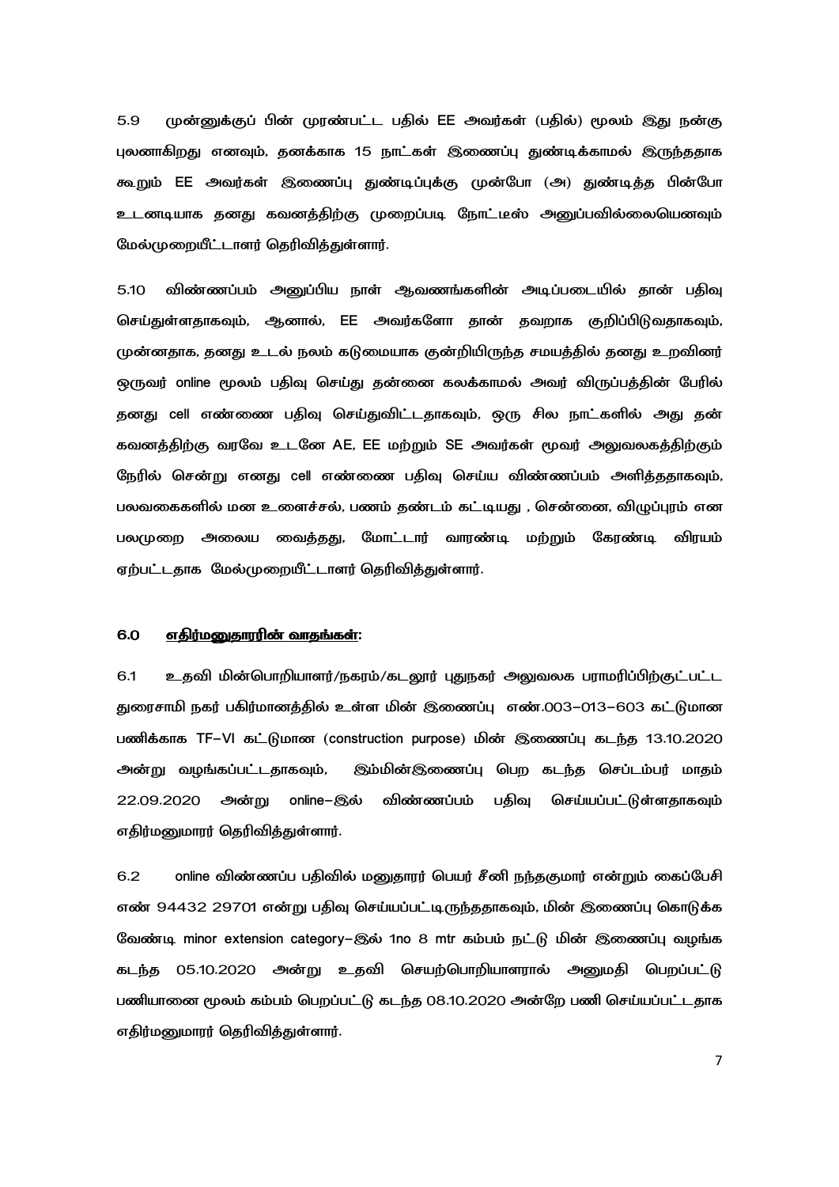5.9 முன்னுக்குப் பின் முரண்பட்ட பதில் EE அவர்கள் (பதில்) மூலம் இது நன்கு புலனாகிறது எனவும், தனக்காக 15 நாட்கள் இணைப்பு துண்டிக்காமல் இருந்ததாக கூறும் EE அவர்கள் இணைப்பு துண்டிப்புக்கு முன்போ (அ) துண்டித்த பின்போ உடனடியாக தனது கவனத்திற்கு முறைப்படி நோட்டீஸ் அனுப்பவில்லையெனவும் மேல்முறையீட்டாளர் தெரிவித்துள்ளார்.

5.10 விண்ணப்பம் அனுப்பிய நாள் ஆவணங்களின் அடிப்படையில் தான் பதிவு செய்துள்ளதாகவும், ஆனால், EE அவர்களோ தான் தவறாக குறிப்பிடுவதாகவும், முன்னதாக, தனது உடல் நலம் கடுமையாக குன்றியிருந்த சமயத்தில் தனது உறவினர் ஒருவர் online மூலம் பதிவு செய்து தன்னை கலக்காமல் அவர் விருப்பத்தின் பேரில் தனது cell எண்ணை பதிவு செய்துவிட்டதாகவும், ஒரு சில நாட்களில் அது தன் கவனத்திற்கு வரவே உடனே AE, EE மற்றும் SE அவர்கள் மூவர் அலுவலகத்திற்கும் நேரில் சென்று எனது cell எண்ணை பதிவு செய்ய விண்ணப்பம் அளித்ததாகவும், பலவகைகளில் மன உளைச்சல், பணம் தண்டம் கட்டியது , சென்னை, விழுப்புரம் என பலமுறை அலைய வைத்தது, மோட்டார் வாரண்டி மற்றும் கேரண்டி விரயம் ஏற்பட்டதாக மேல்முறையீட்டாளர் தெரிவித்துள்ளார்.

### 6.0 <u>எதிர்மனுதாரரின் வாதங்கள்:</u>

6.1 உதவி மின்பொறியாளர்/நகரம்/கடலூர் புதுநகர் அலுவலக பராமரிப்பிற்குட்பட்ட துரைசாமி நகர் பகிர்மானத்தில் உள்ள மின் இணைப்பு எண்.003-013-603 கட்டுமான பணிக்காக TF-VI கட்டுமான (construction purpose) மின் இணைப்பு கடந்த 13.10.2020 அன்று வழங்கப்பட்டதாகவும், இம்மின்இணைப்பு பெற கடந்த செப்டம்பர் மாதம் 22.09.2020 அன்று online-இல் விண்ணப்பம் பதிவு செய்யப்பட்டுள்ளதாகவும் எதிர்மனுமாரர் தெரிவித்துள்ளார்.

6.2 online விண்ணப்ப பதிவில் மனுதாரர் பெயர் சீனி நந்தகுமார் என்றும் கைப்பேசி எண் 94432 29701 என்று பதிவு செய்யப்பட்டிருந்ததாகவும், மின் இணைப்பு கொடுக்க வேண்டி minor extension category-இல் 1no 8 mtr கம்பம் நட்டு மின் இணைப்பு வழங்க கடந்த 05.10.2020 அன்று உதவி செயற்பொறியாளரால் அனுமதி பெறப்பட்டு பணியாணை மூலம் கம்பம் பெறப்பட்டு கடந்த 08.10.2020 அன்றே பணி செய்யப்பட்டதாக எதிர்மனுமாரர் தெரிவித்துள்ளார்.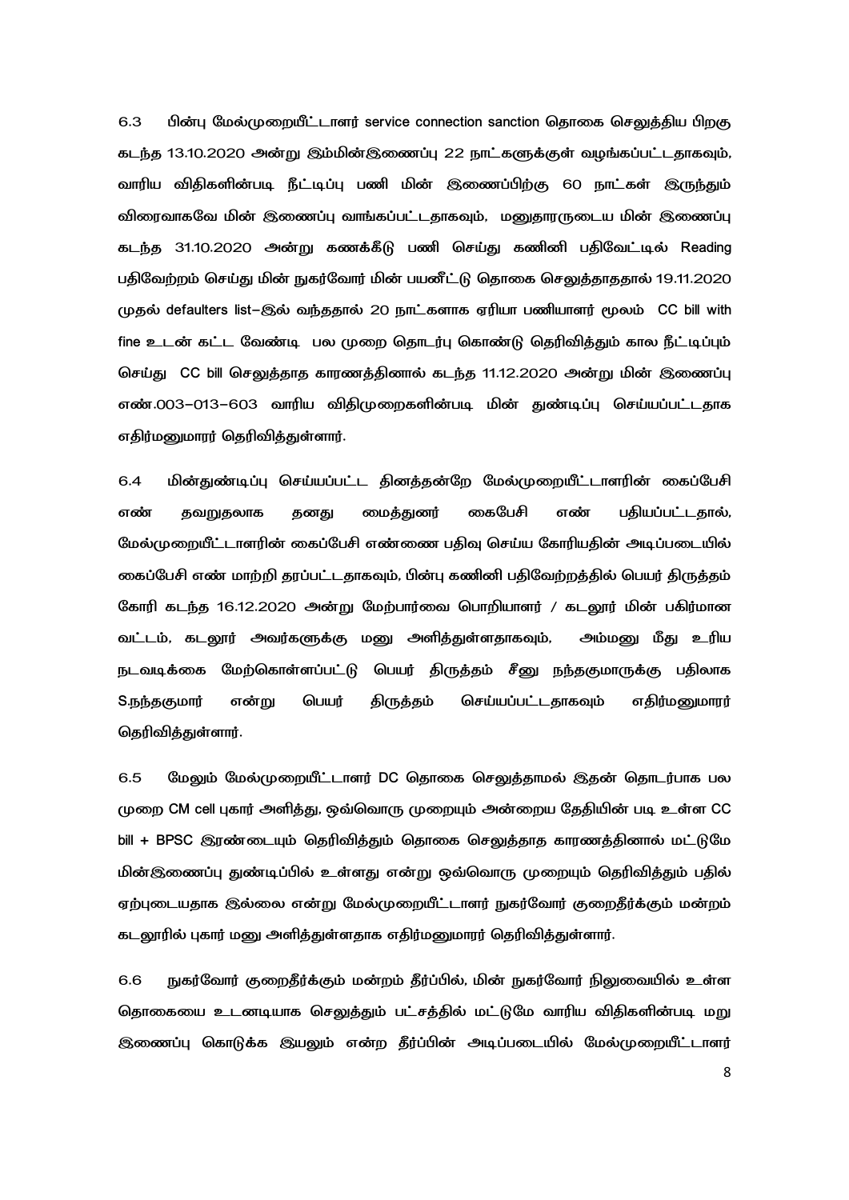6.3 பின்பு மேல்முறையீட்டாளர் service connection sanction தொகை செலுத்திய பிறகு கடந்த 13.10.2020 அன்று இம்மின்இணைப்பு 22 நாட்களுக்குள் வழங்கப்பட்டதாகவும், வாரிய விதிகளின்படி நீட்டிப்பு பணி மின் இணைப்பிற்கு 60 நாட்கள் இருந்தும் விரைவாகவே மின் இணைப்பு வாங்கப்பட்டதாகவும், மனுதாரருடைய மின் இணைப்பு கடந்த 31.10.2020 அன்று கணக்கீடு பணி செய்து கணினி பதிவேட்டில் Reading பதிவேற்றம் செய்து மின் நுகர்வோர் மின் பயனீட்டு தொகை செலுத்தாததால் 19.11.2020 முதல் defaulters list–இல் வந்ததால் 20 நாட்களாக ஏரியா பணியாளர் மூலம் CC bill with fine உடன் கட்ட வேண்டி பல முறை தொடர்பு கொண்டு தெரிவித்தும் கால நீட்டிப்பும் செய்து CC bill செலுத்தாத காரணத்தினால் கடந்த 11.12.2020 அன்று மின் இணைப்பு எண்.003–013–603 வாரிய விதிமுறைகளின்படி மின் துண்டிப்பு செய்யப்பட்டதாக எதிர்மனுமாரர் தெரிவித்துள்ளார்.

6.4 மின்துண்டிப்பு செய்யப்பட்ட தினத்தன்றே மேல்முறையீட்டாளரின் கைப்பேசி எண் தவறுதலாக தனது மைத்துனர் கைபேசி எண் பதியப்பட்டதால், மேல்முறையீட்டாளரின் கைப்பேசி எண்ணை பதிவு செய்ய கோரியதின் அடிப்படையில் கைப்பேசி எண் மாற்றி தரப்பட்டதாகவும், பின்பு கணினி பதிவேற்றத்தில் பெயர் திருத்தம் கோரி கடந்த 16.12.2020 அன்று மேற்பார்வை பொறியாளர் / கடலூர் மின் பகிர்மான வட்டம், கடலூர் அவர்களுக்கு மனு அளித்துள்ளதாகவும், அம்மனு மீது உரிய நடவடிக்கை மேற்கொள்ளப்பட்டு பெயர் திருத்தம் சீனு நந்தகுமாருக்கு பதிலாக S.நந்தகுமார் என்று பெயர் திருத்தம் செய்யப்பட்டதாகவும் எதிர்மனுமாரர் தெரிவித்துள்ளார்.

6.5 மேலும் மேல்முறையீட்டாளர் DC தொகை செலுத்தாமல் இதன் தொடர்பாக பல முறை CM cell புகார் அளித்து, ஒவ்வொரு முறையும் அன்றைய தேதியின் படி உள்ள CC bill + BPSC இரண்டையும் தெரிவித்தும் தொகை செலுத்தாத காரணத்தினால் மட்டுமே மின்இணைப்பு துண்டிப்பில் உள்ளது என்று ஒவ்வொரு முறையும் தெரிவித்தும் பதில் ஏற்புடையதாக இல்லை என்று மேல்முறையீட்டாளர் நுகர்வோர் குறைதீர்க்கும் மன்றம் கடலூரில் புகார் மனு அளித்துள்ளதாக எதிர்மனுமாரர் தெரிவித்துள்ளார்.

6.6 நுகர்வோர் குறைதீர்க்கும் மன்றம் தீர்ப்பில், மின் நுகர்வோர் நிலுவையில் உள்ள தொகையை உடனடியாக செலுத்தும் பட்சத்தில் மட்டுமே வாரிய விதிகளின்படி மறு இணைப்பு கொடுக்க இயலும் என்ற தீர்ப்பின் அடிப்படையில் மேல்முறையீட்டாளர்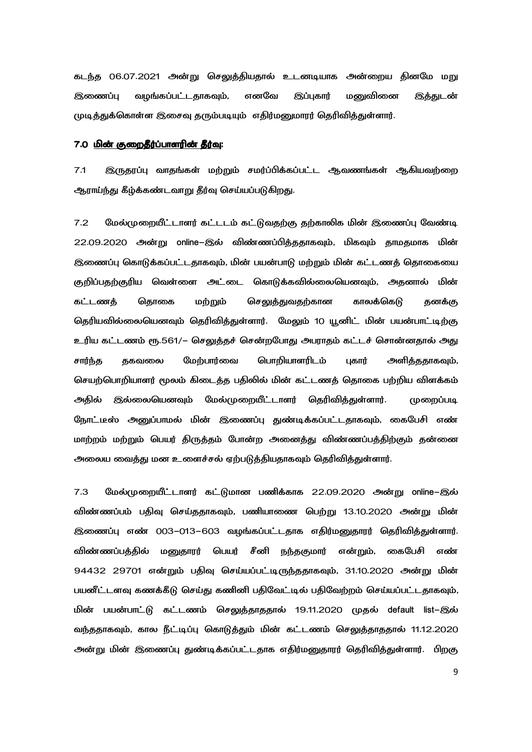கடந்த 06.07.2021 அன்று செலுத்தியதால் உடனடியாக அன்றைய தினமே மறு இணைப்பு வழங்கப்பட்டதாகவும், எனவே இப்புகார் மனுவினை இத்துடன் முடித்துக்கொள்ள இசைவு தரும்படியும் எதிர்மனுமாரர் தெரிவித்துள்ளார்.

### 7.0 <u>மின் குறைதீர்ப்பாளரின் தீர்வு:</u>

7.1 இருதரப்பு வாதங்கள் மற்றும் சமர்ப்பிக்கப்பட்ட ஆவணங்கள் ஆகியவற்றை ஆராய்ந்து கீழ்க்கண்டவாறு தீர்வு செய்யப்படுகிறது.

7.2 மேல்முறையீட்டாளர் கட்டடம் கட்டுவதற்கு தற்காலிக மின் இணைப்பு வேண்டி 22.09.2020 அன்று online–இல் விண்ணப்பித்ததாகவும், மிகவும் தாமதமாக மின் இணைப்பு கொடுக்கப்பட்டதாகவும், மின் பயன்பாடு மற்றும் மின் கட்டணத் தொகையை குறிப்பதற்குரிய வெள்ளை அட்டை கொடுக்கவில்லையெனவும், அதனால் மின் கட்டணத் தொகை மற்றும் செலுத்துவதற்கான காலக்கெடு தனக்கு தெரியவில்லையெனவும் தெரிவித்துள்ளார். மேலும் 10 யூனிட் மின் பயன்பாட்டிற்கு உரிய கட்டணம் ரூ.561/– செலுத்தச் சென்றபோது அபராதம் கட்டச் சொன்னதால் அது சார்ந்த தகவலை மேற்பார்வை பொறியாளரிடம் புகார் அளித்ததாகவும், செயற்பொறியாளர் மூலம் கிடைத்த பதிலில் மின் கட்டணத் தொகை பற்றிய விளக்கம் அதில் இல்லையெனவும் மேல்முறையீட்டாளர் தெரிவித்துள்ளார். முறைப்படி நோட்டீஸ் அனுப்பாமல் மின் இணைப்பு துண்டிக்கப்பட்டதாகவும், கைபேசி எண் மாற்றம் மற்றும் பெயர் திருத்தம் போன்ற அனைத்து விண்ணப்பத்திற்கும் தன்னை அலைய வைத்து மன உளைச்சல் ஏற்படுத்தியதாகவும் தெரிவித்துள்ளார்.

7.3 மேல்முறையீட்டாளர் கட்டுமான பணிக்காக 22.09.2020 அன்று online–இல் விண்ணப்பம் பதிவு செய்ததாகவும், பணியாணை பெற்று 13.10.2020 அன்று மின் இணைப்பு எண் 003–013–603 வழங்கப்பட்டதாக எதிர்மனுதாரர் தெரிவித்துள்ளார். விண்ணப்பத்தில் மனுதாரர் பெயர் சீனி நந்தகுமார் என்றும், கைபேசி எண் 94432 29701 என்றும் பதிவு செய்யப்பட்டிருந்ததாகவும், 31.10.2020 அன்று மின் பயனீட்டளவு கணக்கீடு செய்து கணினி பதிவேட்டில் பதிவேற்றம் செய்யப்பட்டதாகவும், மின் பயன்பாட்டு கட்டணம் செலுத்தாததால் 19.11.2020 முதல் default list–இல் வந்ததாகவும், கால நீட்டிப்பு கொடுத்தும் மின் கட்டணம் செலுத்தாததால் 11.12.2020 அன்று மின் இணைப்பு துண்டிக்கப்பட்டதாக எதிர்மனுதாரர் தெரிவித்துள்ளார். பிறகு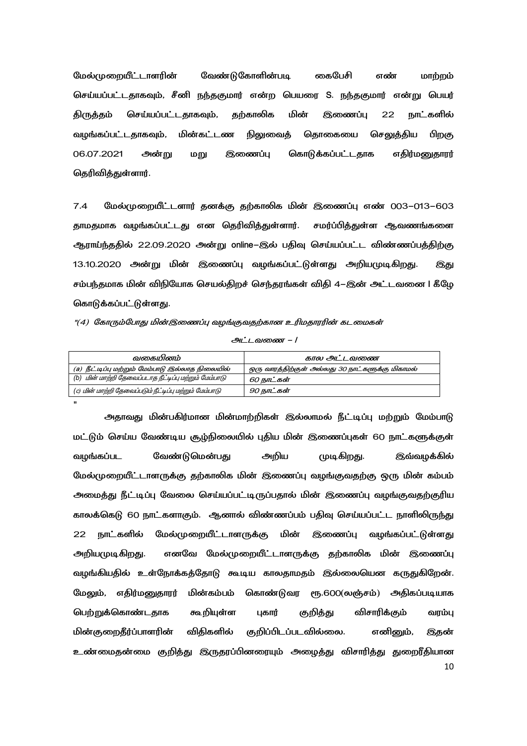மேல்முறையீட்டாளரின் வேண்டுகோளின்படி கைபேசி எண் மாற்றம் செய்யப்பட்டதாகவும், சீனி நந்தகுமார் என்ற பெயரை S. நந்தகுமார் என்று பெயர் திருத்தம் செய்யப்பட்டதாகவும், தற்காலிக மின் இணைப்பு 22 நாட்களில் வழங்கப்பட்டதாகவும், மின்கட்டண நிலுவைத் தொகையை செலுத்திய பிறகு 06.07.2021 அன்று மறு இணைப்பு கொடுக்கப்பட்டதாக எதிர்மனுதாரர் தெரிவித்துள்ளார்.

7.4 மேல்முறையீட்டாளர் தனக்கு தற்காலிக மின் இணைப்பு எண் 003-013-603 தாமதமாக வழங்கப்பட்டது என தெரிவித்துள்ளார். சமர்ப்பித்துள்ள ஆவணங்களை ஆராய்ந்ததில் 22.09.2020 அன்று online-இல் பதிவு செய்யப்பட்ட விண்ணப்பத்திற்கு 13.10.2020 அன்று மின் இணைப்பு வழங்கப்பட்டுள்ளது அறியமுடிகிறது. இது சம்பந்தமாக மின் விநியோக செயல்திறச் செந்தரங்கள் விதி 4-இன் அட்டவனை I கீழே கொடுக்கப்பட்டுள்ளது.

*"(4) கோரும்போது மின்இணைப்பு வழங்குவதற்கான உரிமதாரரின் கடமைகள்*

*அட்டவணை – I*

| *வகையினம்* | *கால அட்டவணை* |
|---|---|
| *(a) நீட்டிப்பு மற்றும் மேம்பாடு இல்லாத நிலையில்* | *ஒரு வாரத்திற்குள் அல்லது 30 நாட்களுக்கு மிகாமல்* |
| *(b) மின் மாற்றி தேவைப்படாத நீட்டிப்பு மற்றும் மேம்பாடு* | *60 நாட்கள்* |
| *(c) மின் மாற்றி தேவைப்படும் நீட்டிப்பு மற்றும் மேம்பாடு* | *90 நாட்கள்* |

"

அதாவது மின்பகிர்மான மின்மாற்றிகள் இல்லாமல் நீட்டிப்பு மற்றும் மேம்பாடு மட்டும் செய்ய வேண்டிய சூழ்நிலையில் புதிய மின் இணைப்புகள் 60 நாட்களுக்குள் வழங்கப்பட வேண்டுமென்பது அறிய முடிகிறது. இவ்வழக்கில் மேல்முறையீட்டாளருக்கு தற்காலிக மின் இணைப்பு வழங்குவதற்கு ஒரு மின் கம்பம் அமைத்து நீட்டிப்பு வேலை செய்யப்பட்டிருப்பதால் மின் இணைப்பு வழங்குவதற்குரிய காலக்கெடு 60 நாட்களாகும். ஆனால் விண்ணப்பம் பதிவு செய்யப்பட்ட நாளிலிருந்து 22 நாட்களில் மேல்முறையீட்டாளருக்கு மின் இணைப்பு வழங்கப்பட்டுள்ளது அறியமுடிகிறது. எனவே மேல்முறையீட்டாளருக்கு தற்காலிக மின் இணைப்பு வழங்கியதில் உள்நோக்கத்தோடு கூடிய காலதாமதம் இல்லையென கருதுகிறேன். மேலும், எதிர்மனுதாரர் மின்கம்பம் கொண்டுவர ரூ.600(லஞ்சம்) அதிகப்படியாக பெற்றுக்கொண்டதாக கூறியுள்ள புகார் குறித்து விசாரிக்கும் வரம்பு மின்குறைதீர்ப்பாளரின் விதிகளில் குறிப்பிடப்படவில்லை. எனினும், இதன் உண்மைதன்மை குறித்து இருதரப்பினரையும் அழைத்து விசாரித்து துறைரீதியான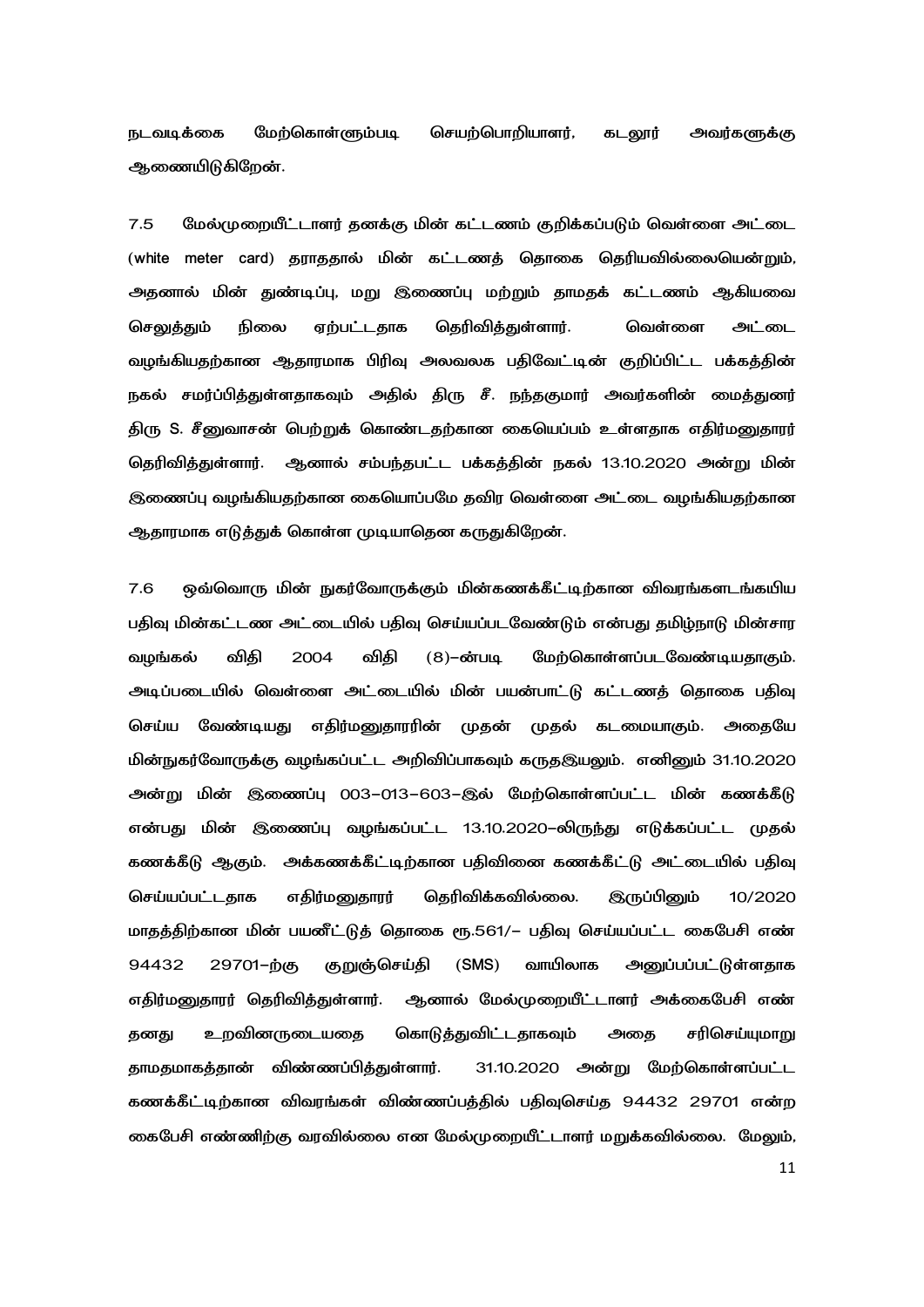நடவடிக்கை மேற்கொள்ளும்படி செயற்பொறியாளர், கடலூர் அவர்களுக்கு ஆணையிடுகிறேன்.

7.5 மேல்முறையீட்டாளர் தனக்கு மின் கட்டணம் குறிக்கப்படும் வெள்ளை அட்டை (white meter card) தராததால் மின் கட்டணத் தொகை தெரியவில்லையென்றும், அதனால் மின் துண்டிப்பு, மறு இணைப்பு மற்றும் தாமதக் கட்டணம் ஆகியவை செலுத்தும் நிலை ஏற்பட்டதாக தெரிவித்துள்ளார். வெள்ளை அட்டை வழங்கியதற்கான ஆதாரமாக பிரிவு அலவலக பதிவேட்டின் குறிப்பிட்ட பக்கத்தின் நகல் சமர்ப்பித்துள்ளதாகவும் அதில் திரு சீ. நந்தகுமார் அவர்களின் மைத்துனர் திரு S. சீனுவாசன் பெற்றுக் கொண்டதற்கான கையெப்பம் உள்ளதாக எதிர்மனுதாரர் தெரிவித்துள்ளார். ஆனால் சம்பந்தபட்ட பக்கத்தின் நகல் 13.10.2020 அன்று மின் இணைப்பு வழங்கியதற்கான கையொப்பமே தவிர வெள்ளை அட்டை வழங்கியதற்கான ஆதாரமாக எடுத்துக் கொள்ள முடியாதென கருதுகிறேன்.

7.6 ஒவ்வொரு மின் நுகர்வோருக்கும் மின்கணக்கீட்டிற்கான விவரங்களடங்கயிய பதிவு மின்கட்டண அட்டையில் பதிவு செய்யப்படவேண்டும் என்பது தமிழ்நாடு மின்சார வழங்கல் விதி 2004 விதி (8)–ன்படி மேற்கொள்ளப்படவேண்டியதாகும். அடிப்படையில் வெள்ளை அட்டையில் மின் பயன்பாட்டு கட்டணத் தொகை பதிவு செய்ய வேண்டியது எதிர்மனுதாரரின் முதன் முதல் கடமையாகும். அதையே மின்நுகர்வோருக்கு வழங்கப்பட்ட அறிவிப்பாகவும் கருதஇயலும். எனினும் 31.10.2020 அன்று மின் இணைப்பு 003–013–603–இல் மேற்கொள்ளப்பட்ட மின் கணக்கீடு என்பது மின் இணைப்பு வழங்கப்பட்ட 13.10.2020–லிருந்து எடுக்கப்பட்ட முதல் கணக்கீடு ஆகும். அக்கணக்கீட்டிற்கான பதிவினை கணக்கீட்டு அட்டையில் பதிவு செய்யப்பட்டதாக எதிர்மனுதாரர் தெரிவிக்கவில்லை. இருப்பினும் 10/2020 மாதத்திற்கான மின் பயனீட்டுத் தொகை ரூ.561/– பதிவு செய்யப்பட்ட கைபேசி எண் 94432 29701–ற்கு குறுஞ்செய்தி (SMS) வாயிலாக அனுப்பப்பட்டுள்ளதாக எதிர்மனுதாரர் தெரிவித்துள்ளார். ஆனால் மேல்முறையீட்டாளர் அக்கைபேசி எண் தனது உறவினருடையதை கொடுத்துவிட்டதாகவும் அதை சரிசெய்யுமாறு தாமதமாகத்தான் விண்ணபித்துள்ளார். 31.10.2020 அன்று மேற்கொள்ளப்பட்ட கணக்கீட்டிற்கான விவரங்கள் விண்ணபத்தில் பதிவுசெய்த 94432 29701 என்ற கைபேசி எண்ணிற்கு வரவில்லை என மேல்முறையீட்டாளர் மறுக்கவில்லை. மேலும்,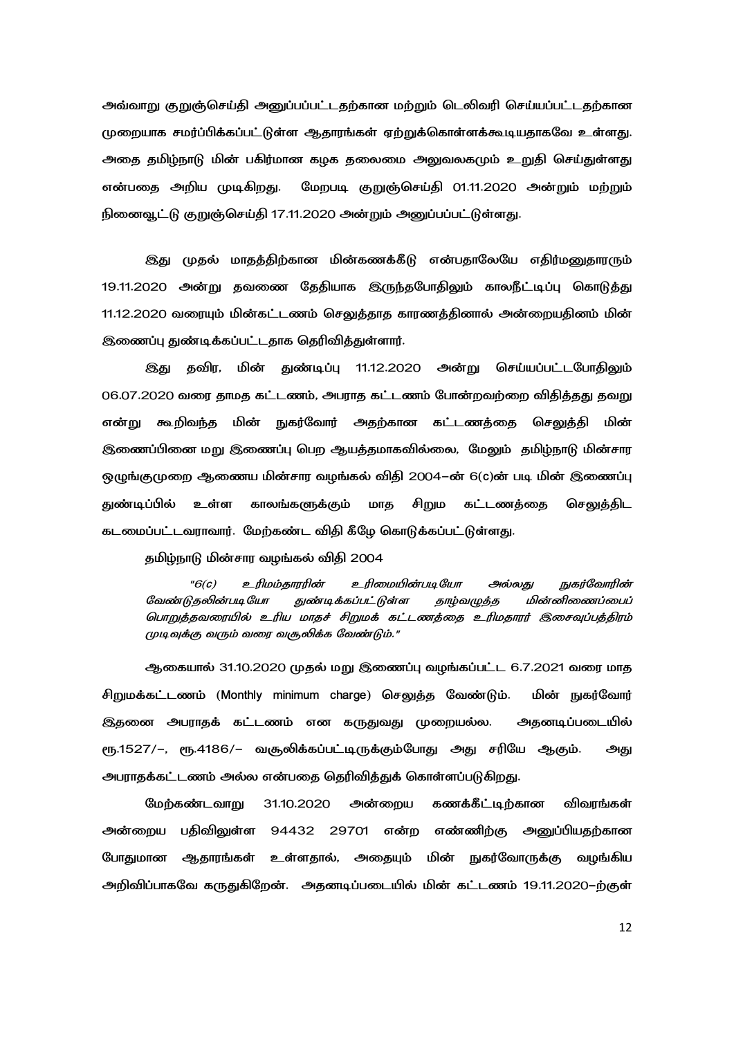அவ்வாறு குறுஞ்செய்தி அனுப்பப்பட்டதற்கான மற்றும் டெலிவரி செய்யப்பட்டதற்கான முறையாக சமர்ப்பிக்கப்பட்டுள்ள ஆதாரங்கள் ஏற்றுக்கொள்ளக்கூடியதாகவே உள்ளது. அதை தமிழ்நாடு மின் பகிர்மான கழக தலைமை அலுவலகமும் உறுதி செய்துள்ளது என்பதை அறிய முடிகிறது. மேறபடி குறுஞ்செய்தி 01.11.2020 அன்றும் மற்றும் நினைவூட்டு குறுஞ்செய்தி 17.11.2020 அன்றும் அனுப்பப்பட்டுள்ளது.

இது முதல் மாதத்திற்கான மின்கணக்கீடு என்பதாலேயே எதிர்மனுதாரரும் 19.11.2020 அன்று தவணை தேதியாக இருந்தபோதிலும் காலநீட்டிப்பு கொடுத்து 11.12.2020 வரையும் மின்கட்டணம் செலுத்தாத காரணத்தினால் அன்றையதினம் மின் இணைப்பு துண்டிக்கப்பட்டதாக தெரிவித்துள்ளார்.

இது தவிர, மின் துண்டிப்பு 11.12.2020 அன்று செய்யப்பட்டபோதிலும் 06.07.2020 வரை தாமத கட்டணம், அபராத கட்டணம் போன்றவற்றை விதித்தது தவறு என்று கூறிவந்த மின் நுகர்வோர் அதற்கான கட்டணத்தை செலுத்தி மின் இணைப்பினை மறு இணைப்பு பெற ஆயத்தமாகவில்லை, மேலும் தமிழ்நாடு மின்சார ஒழுங்குமுறை ஆணைய மின்சார வழங்கல் விதி 2004-ன் 6(c)ன் படி மின் இணைப்பு துண்டிப்பில் உள்ள காலங்களுக்கும் மாத சிறும கட்டணத்தை செலுத்திட கடமைப்பட்டவராவார். மேற்கண்ட விதி கீழே கொடுக்கப்பட்டுள்ளது.

தமிழ்நாடு மின்சார வழங்கல் விதி 2004

> *"6(c) உரிமம்தாரரின் உரிமையின்படியோ அல்லது நுகர்வோரின் வேண்டுதலின்படியோ துண்டிக்கப்பட்டுள்ள தாழ்வழுத்த மின்னிணைப்பைப் பொறுத்தவரையில் உரிய மாதச் சிறுமக் கட்டணத்தை உரிமதாரர் இசைவுப்பத்திரம் முடிவுக்கு வரும் வரை வசூலிக்க வேண்டும்."*

ஆகையால் 31.10.2020 முதல் மறு இணைப்பு வழங்கப்பட்ட 6.7.2021 வரை மாத சிறுமக்கட்டணம் (Monthly minimum charge) செலுத்த வேண்டும். மின் நுகர்வோர் இதனை அபராதக் கட்டணம் என கருதுவது முறையல்ல. அதனடிப்படையில் ரூ.1527/-, ரூ.4186/- வசூலிக்கப்பட்டிருக்கும்போது அது சரியே ஆகும். அது அபராதக்கட்டணம் அல்ல என்பதை தெரிவித்துக் கொள்ளப்படுகிறது.

மேற்கண்டவாறு 31.10.2020 அன்றைய கணக்கீட்டிற்கான விவரங்கள் அன்றைய பதிவிலுள்ள 94432 29701 என்ற எண்ணிற்கு அனுப்பியதற்கான போதுமான ஆதாரங்கள் உள்ளதால், அதையும் மின் நுகர்வோருக்கு வழங்கிய அறிவிப்பாகவே கருதுகிறேன். அதனடிப்படையில் மின் கட்டணம் 19.11.2020-ற்குள்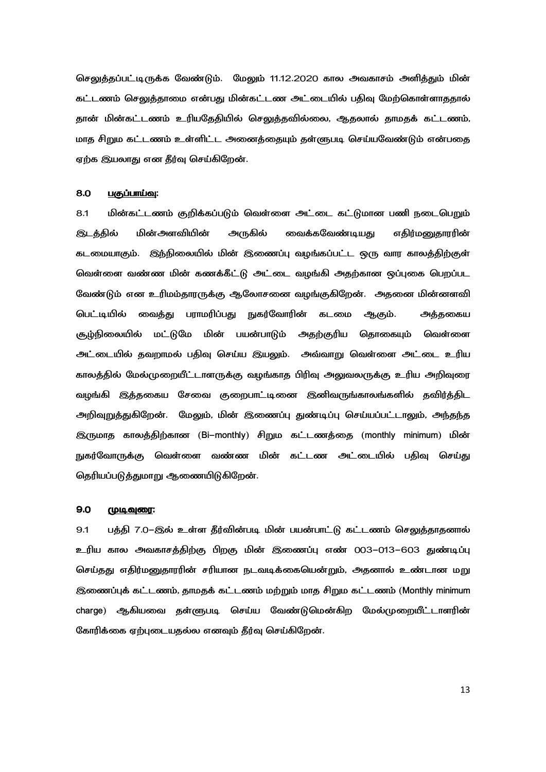செலுத்தப்பட்டிருக்க வேண்டும். மேலும் 11.12.2020 கால அவகாசம் அளித்தும் மின் கட்டணம் செலுத்தாமை என்பது மின்கட்டண அட்டையில் பதிவு மேற்கொள்ளாததால் தான் மின்கட்டணம் உரியதேதியில் செலுத்தவில்லை, ஆதலால் தாமதக் கட்டணம், மாத சிறும கட்டணம் உள்ளிட்ட அனைத்தையும் தள்ளுபடி செய்யவேண்டும் என்பதை ஏற்க இயலாது என தீர்வு செய்கிறேன்.

**8.0 பகுப்பாய்வு:**

8.1 மின்கட்டணம் குறிக்கப்படும் வெள்ளை அட்டை கட்டுமான பணி நடைபெறும் இடத்தில் மின்அளவியின் அருகில் வைக்கவேண்டியது எதிர்மனுதாரரின் கடமையாகும். இந்நிலையில் மின் இணைப்பு வழங்கப்பட்ட ஒரு வார காலத்திற்குள் வெள்ளை வண்ண மின் கணக்கீட்டு அட்டை வழங்கி அதற்கான ஒப்புகை பெறப்பட வேண்டும் என உரிமம்தாரருக்கு ஆலோசனை வழங்குகிறேன். அதனை மின்னளவி பெட்டியில் வைத்து பராமரிப்பது நுகர்வோரின் கடமை ஆகும். அத்தகைய சூழ்நிலையில் மட்டுமே மின் பயன்பாடும் அதற்குரிய தொகையும் வெள்ளை அட்டையில் தவறாமல் பதிவு செய்ய இயலும். அவ்வாறு வெள்ளை அட்டை உரிய காலத்தில் மேல்முறையீட்டாளருக்கு வழங்காத பிரிவு அலுவலருக்கு உரிய அறிவுரை வழங்கி இத்தகைய சேவை குறைபாட்டினை இனிவருங்காலங்களில் தவிர்த்திட அறிவுறுத்துகிறேன். மேலும், மின் இணைப்பு துண்டிப்பு செய்யப்பட்டாலும், அந்தந்த இருமாத காலத்திற்கான (Bi–monthly) சிறும கட்டணத்தை (monthly minimum) மின் நுகர்வோருக்கு வெள்ளை வண்ண மின் கட்டண அட்டையில் பதிவு செய்து தெரியப்படுத்துமாறு ஆணையிடுகிறேன்.

**9.0 முடிவுரை:**

9.1 பத்தி 7.0–இல் உள்ள தீர்வின்படி மின் பயன்பாட்டு கட்டணம் செலுத்தாதனால் உரிய கால அவகாசத்திற்கு பிறகு மின் இணைப்பு எண் 003–013–603 துண்டிப்பு செய்தது எதிர்மனுதாரரின் சரியான நடவடிக்கையென்றும், அதனால் உண்டான மறு இணைப்புக் கட்டணம், தாமதக் கட்டணம் மற்றும் மாத சிறும கட்டணம் (Monthly minimum charge) ஆகியவை தள்ளுபடி செய்ய வேண்டுமென்கிற மேல்முறையீட்டாளரின் கோரிக்கை ஏற்புடையதல்ல எனவும் தீர்வு செய்கிறேன்.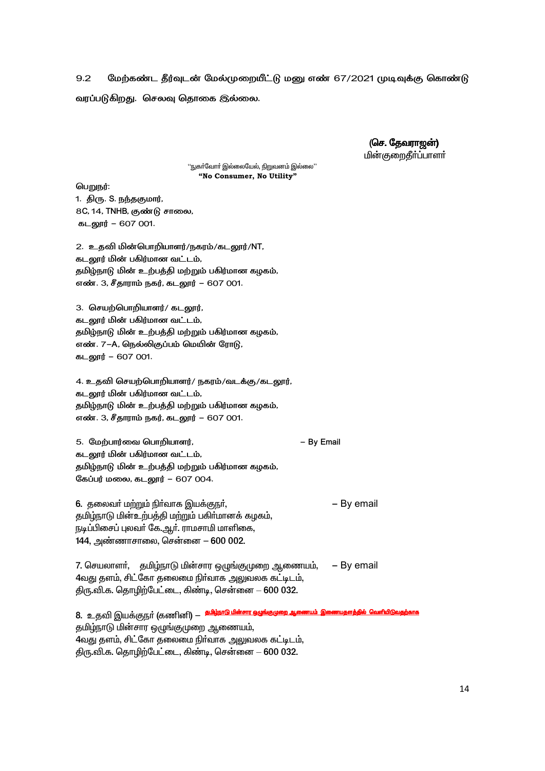9.2 மேற்கண்ட தீர்வுடன் மேல்முறையீட்டு மனு எண் 67/2021 முடிவுக்கு கொண்டு வரப்படுகிறது. செலவு தொகை இல்லை.

**(செ. தேவராஜன்)**
மின்குறைதீர்ப்பாளர்

"நுகர்வோர் இல்லையேல், நிறுவனம் இல்லை"
**"No Consumer, No Utility"**

பெறுநர்:

1. திரு. S. நந்தகுமார்,
8C, 14, TNHB, குண்டு சாலை,
கடலூர் – 607 001.

2. உதவி மின்பொறியாளர்/நகரம்/கடலூர்/NT,
கடலூர் மின் பகிர்மான வட்டம்,
தமிழ்நாடு மின் உற்பத்தி மற்றும் பகிர்மான கழகம்,
எண். 3, சீதாராம் நகர், கடலூர் – 607 001.

3. செயற்பொறியாளர்/ கடலூர்,
கடலூர் மின் பகிர்மான வட்டம்,
தமிழ்நாடு மின் உற்பத்தி மற்றும் பகிர்மான கழகம்,
எண். 7-A, நெல்லிகுப்பம் மெயின் ரோடு,
கடலூர் – 607 001.

4. உதவி செயற்பொறியாளர்/ நகரம்/வடக்கு/கடலூர்,
கடலூர் மின் பகிர்மான வட்டம்,
தமிழ்நாடு மின் உற்பத்தி மற்றும் பகிர்மான கழகம்,
எண். 3, சீதாராம் நகர், கடலூர் – 607 001.

5. மேற்பார்வை பொறியாளர், – By Email
கடலூர் மின் பகிர்மான வட்டம்,
தமிழ்நாடு மின் உற்பத்தி மற்றும் பகிர்மான கழகம்,
கேப்பர் மலை, கடலூர் – 607 004.

6. தலைவர் மற்றும் நிர்வாக இயக்குநர், – By email
தமிழ்நாடு மின்உற்பத்தி மற்றும் பகிர்மானக் கழகம்,
நடிப்பிசைப் புலவர் கே.ஆர். ராமசாமி மாளிகை,
144, அண்ணாசாலை, சென்னை – 600 002.

7. செயலாளர், தமிழ்நாடு மின்சார ஒழுங்குமுறை ஆணையம், – By email
4வது தளம், சிட்கோ தலைமை நிர்வாக அலுவலக கட்டிடம்,
திரு.வி.க. தொழிற்பேட்டை, கிண்டி, சென்னை – 600 032.

8. உதவி இயக்குநர் (கணினி) – தமிழ்நாடு மின்சார ஒழுங்குமுறை ஆணையம் இணையதளத்தில் வெளியிடுவதற்காக
தமிழ்நாடு மின்சார ஒழுங்குமுறை ஆணையம்,
4வது தளம், சிட்கோ தலைமை நிர்வாக அலுவலக கட்டிடம்,
திரு.வி.க. தொழிற்பேட்டை, கிண்டி, சென்னை – 600 032.